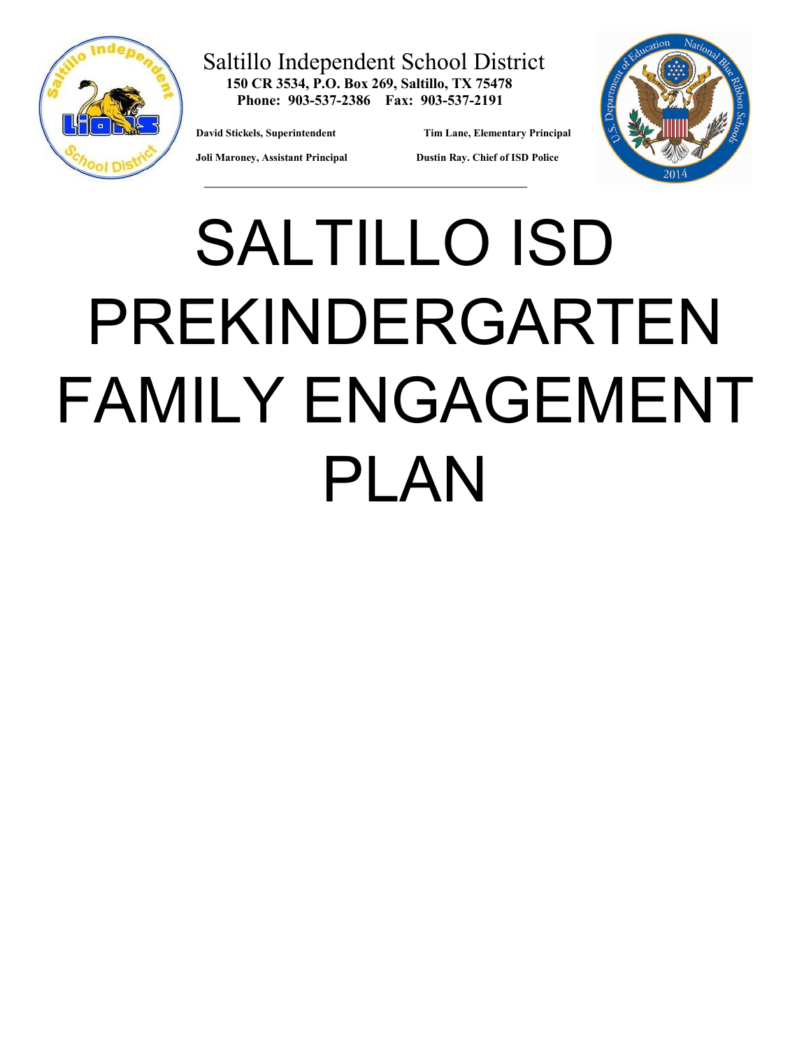Saltillo Independent School District
**150 CR 3534, P.O. Box 269, Saltillo, TX 75478**
**Phone: 903-537-2386 Fax: 903-537-2191**

**David Stickels, Superintendent** **Tim Lane, Elementary Principal**

**Joli Maroney, Assistant Principal** **Dustin Ray. Chief of ISD Police**

# SALTILLO ISD PREKINDERGARTEN FAMILY ENGAGEMENT PLAN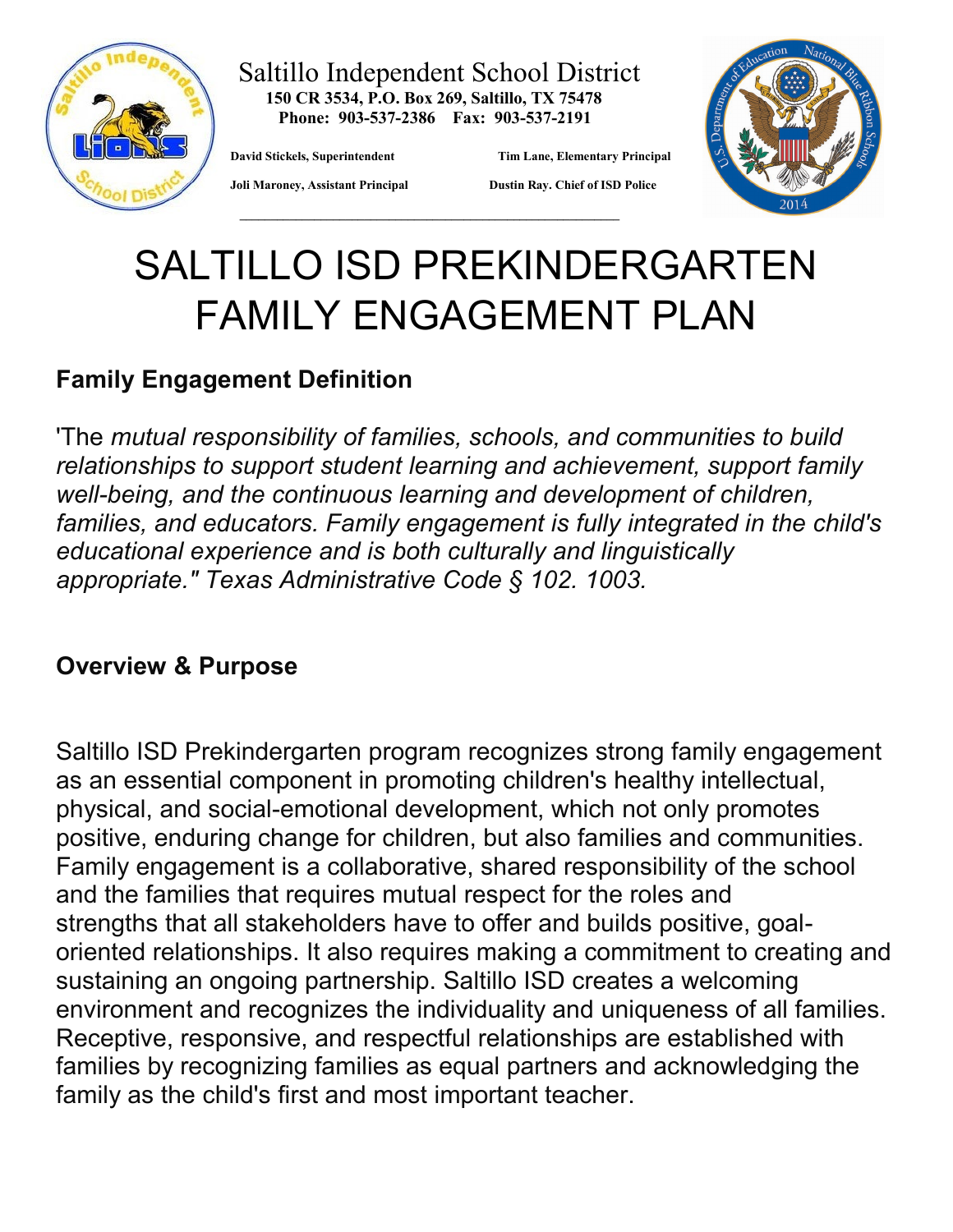Saltillo Independent School District
**150 CR 3534, P.O. Box 269, Saltillo, TX 75478**
**Phone: 903-537-2386 Fax: 903-537-2191**

**David Stickels, Superintendent** **Tim Lane, Elementary Principal**

**Joli Maroney, Assistant Principal** **Dustin Ray. Chief of ISD Police**

# SALTILLO ISD PREKINDERGARTEN FAMILY ENGAGEMENT PLAN

## Family Engagement Definition

'The *mutual responsibility of families, schools, and communities to build relationships to support student learning and achievement, support family well-being, and the continuous learning and development of children, families, and educators. Family engagement is fully integrated in the child's educational experience and is both culturally and linguistically appropriate." Texas Administrative Code § 102. 1003.*

## Overview & Purpose

Saltillo ISD Prekindergarten program recognizes strong family engagement as an essential component in promoting children's healthy intellectual, physical, and social-emotional development, which not only promotes positive, enduring change for children, but also families and communities. Family engagement is a collaborative, shared responsibility of the school and the families that requires mutual respect for the roles and strengths that all stakeholders have to offer and builds positive, goal-oriented relationships. It also requires making a commitment to creating and sustaining an ongoing partnership. Saltillo ISD creates a welcoming environment and recognizes the individuality and uniqueness of all families. Receptive, responsive, and respectful relationships are established with families by recognizing families as equal partners and acknowledging the family as the child's first and most important teacher.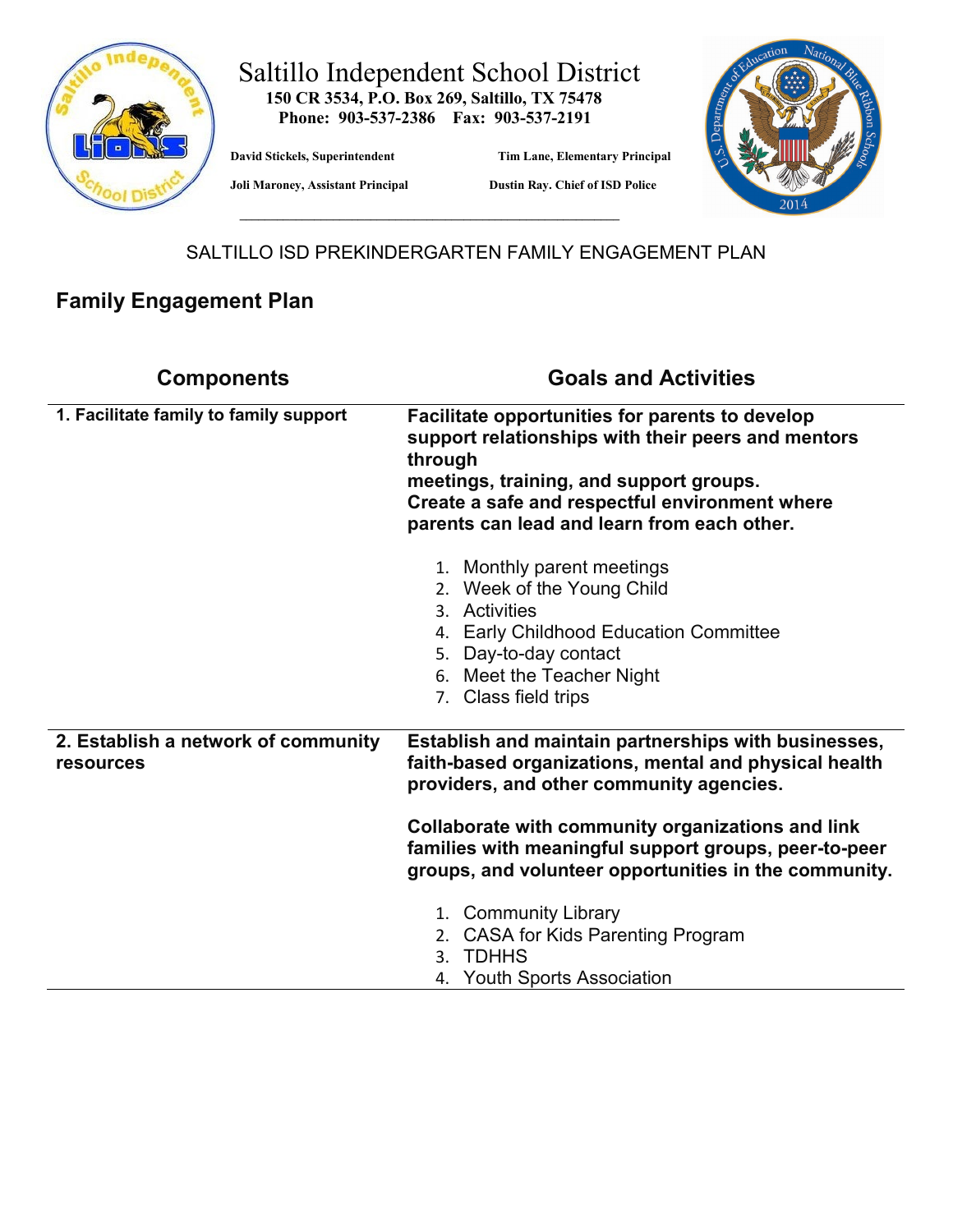# Saltillo Independent School District

**150 CR 3534, P.O. Box 269, Saltillo, TX 75478**
**Phone: 903-537-2386 Fax: 903-537-2191**

**David Stickels, Superintendent** **Tim Lane, Elementary Principal**

**Joli Maroney, Assistant Principal** **Dustin Ray. Chief of ISD Police**

SALTILLO ISD PREKINDERGARTEN FAMILY ENGAGEMENT PLAN

## Family Engagement Plan

| Components | Goals and Activities |
|---|---|
| **1. Facilitate family to family support** | **Facilitate opportunities for parents to develop support relationships with their peers and mentors through meetings, training, and support groups.** **Create a safe and respectful environment where parents can lead and learn from each other.**<br><br>1. Monthly parent meetings<br>2. Week of the Young Child<br>3. Activities<br>4. Early Childhood Education Committee<br>5. Day-to-day contact<br>6. Meet the Teacher Night<br>7. Class field trips |
| **2. Establish a network of community resources** | **Establish and maintain partnerships with businesses, faith-based organizations, mental and physical health providers, and other community agencies.**<br><br>**Collaborate with community organizations and link families with meaningful support groups, peer-to-peer groups, and volunteer opportunities in the community.**<br><br>1. Community Library<br>2. CASA for Kids Parenting Program<br>3. TDHHS<br>4. Youth Sports Association |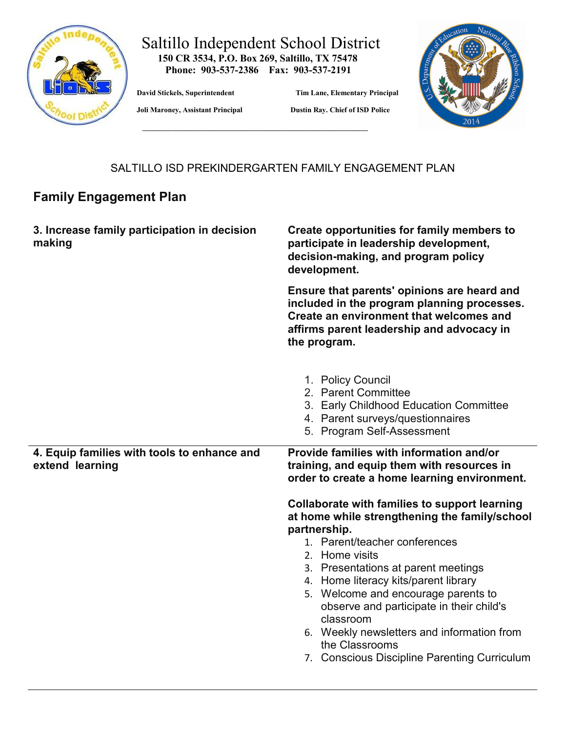# Saltillo Independent School District

**150 CR 3534, P.O. Box 269, Saltillo, TX 75478**
**Phone: 903-537-2386 Fax: 903-537-2191**

**David Stickels, Superintendent** | **Tim Lane, Elementary Principal**

**Joli Maroney, Assistant Principal** | **Dustin Ray. Chief of ISD Police**

SALTILLO ISD PREKINDERGARTEN FAMILY ENGAGEMENT PLAN

## Family Engagement Plan

| | |
|---|---|
| **3. Increase family participation in decision making** | **Create opportunities for family members to participate in leadership development, decision-making, and program policy development.**<br><br>**Ensure that parents' opinions are heard and included in the program planning processes. Create an environment that welcomes and affirms parent leadership and advocacy in the program.**<br><br>1. Policy Council<br>2. Parent Committee<br>3. Early Childhood Education Committee<br>4. Parent surveys/questionnaires<br>5. Program Self-Assessment |
| **4. Equip families with tools to enhance and extend learning** | **Provide families with information and/or training, and equip them with resources in order to create a home learning environment.**<br><br>**Collaborate with families to support learning at home while strengthening the family/school partnership.**<br>1. Parent/teacher conferences<br>2. Home visits<br>3. Presentations at parent meetings<br>4. Home literacy kits/parent library<br>5. Welcome and encourage parents to observe and participate in their child's classroom<br>6. Weekly newsletters and information from the Classrooms<br>7. Conscious Discipline Parenting Curriculum |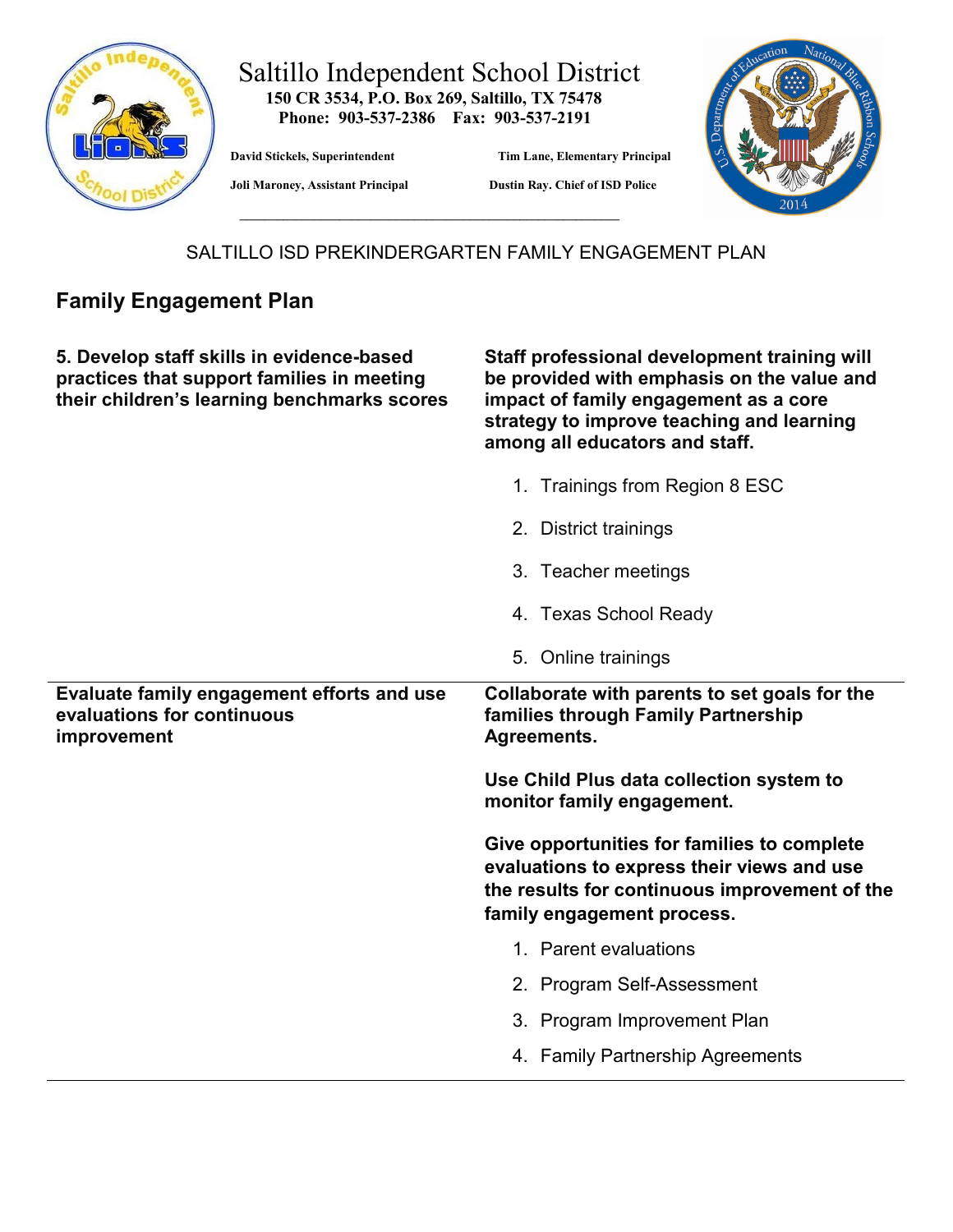# Saltillo Independent School District

**150 CR 3534, P.O. Box 269, Saltillo, TX 75478**
**Phone: 903-537-2386 Fax: 903-537-2191**

**David Stickels, Superintendent** **Tim Lane, Elementary Principal**

**Joli Maroney, Assistant Principal** **Dustin Ray. Chief of ISD Police**

SALTILLO ISD PREKINDERGARTEN FAMILY ENGAGEMENT PLAN

## Family Engagement Plan

| | |
|---|---|
| **5. Develop staff skills in evidence-based practices that support families in meeting their children's learning benchmarks scores** | **Staff professional development training will be provided with emphasis on the value and impact of family engagement as a core strategy to improve teaching and learning among all educators and staff.**<br><br>1. Trainings from Region 8 ESC<br>2. District trainings<br>3. Teacher meetings<br>4. Texas School Ready<br>5. Online trainings |
| **Evaluate family engagement efforts and use evaluations for continuous improvement** | **Collaborate with parents to set goals for the families through Family Partnership Agreements.**<br><br>**Use Child Plus data collection system to monitor family engagement.**<br><br>**Give opportunities for families to complete evaluations to express their views and use the results for continuous improvement of the family engagement process.**<br><br>1. Parent evaluations<br>2. Program Self-Assessment<br>3. Program Improvement Plan<br>4. Family Partnership Agreements |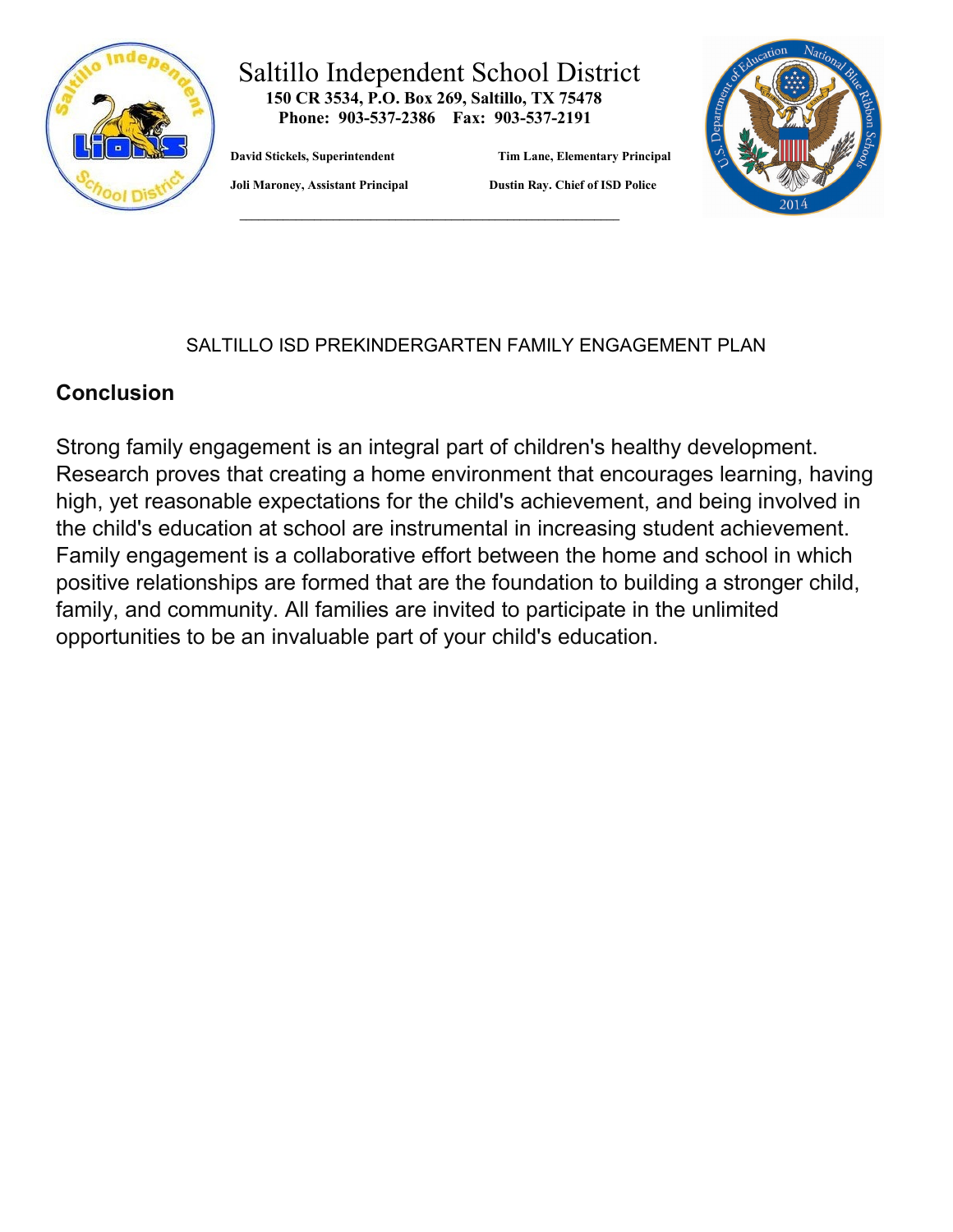SALTILLO ISD PREKINDERGARTEN FAMILY ENGAGEMENT PLAN

## Conclusion

Strong family engagement is an integral part of children's healthy development. Research proves that creating a home environment that encourages learning, having high, yet reasonable expectations for the child's achievement, and being involved in the child's education at school are instrumental in increasing student achievement. Family engagement is a collaborative effort between the home and school in which positive relationships are formed that are the foundation to building a stronger child, family, and community. All families are invited to participate in the unlimited opportunities to be an invaluable part of your child's education.